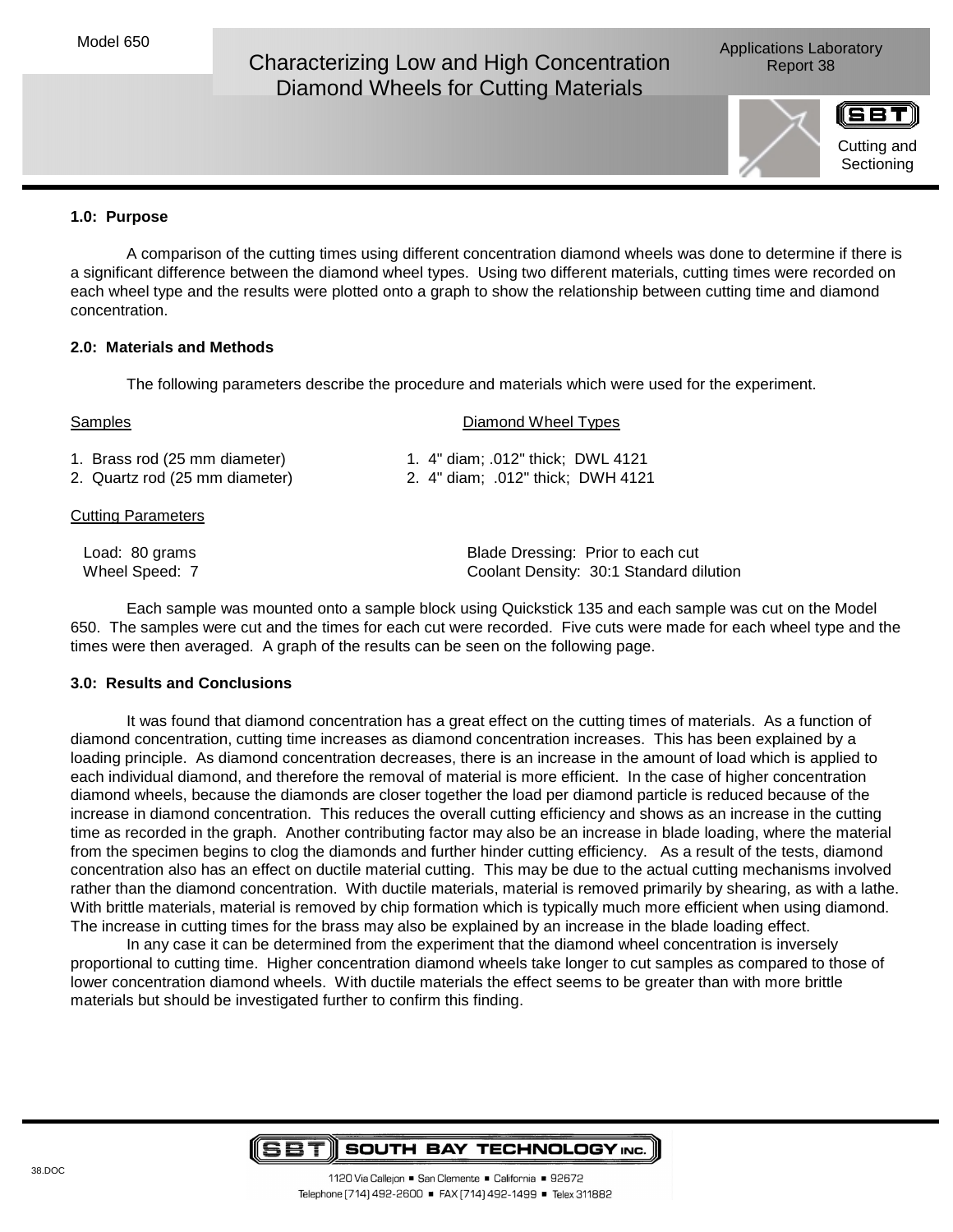Model 650

# Characterizing Low and High Concentration Diamond Wheels for Cutting Materials

Applications Laboratory Report 38

Cutting and Sectioning

## 1.0: Purpose

A comparison of the cutting times using different concentration diamond wheels was done to determine if there is a significant difference between the diamond wheel types. Using two different materials, cutting times were recorded on each wheel type and the results were plotted onto a graph to show the relationship between cutting time and diamond concentration.

## 2.0: Materials and Methods

The following parameters describe the procedure and materials which were used for the experiment.

| Samples | Diamond Wheel Types |
|---|---|
| 1. Brass rod (25 mm diameter) | 1. 4" diam; .012" thick; DWL 4121 |
| 2. Quartz rod (25 mm diameter) | 2. 4" diam; .012" thick; DWH 4121 |

Cutting Parameters

| | |
|---|---|
| Load: 80 grams | Blade Dressing: Prior to each cut |
| Wheel Speed: 7 | Coolant Density: 30:1 Standard dilution |

Each sample was mounted onto a sample block using Quickstick 135 and each sample was cut on the Model 650. The samples were cut and the times for each cut were recorded. Five cuts were made for each wheel type and the times were then averaged. A graph of the results can be seen on the following page.

## 3.0: Results and Conclusions

It was found that diamond concentration has a great effect on the cutting times of materials. As a function of diamond concentration, cutting time increases as diamond concentration increases. This has been explained by a loading principle. As diamond concentration decreases, there is an increase in the amount of load which is applied to each individual diamond, and therefore the removal of material is more efficient. In the case of higher concentration diamond wheels, because the diamonds are closer together the load per diamond particle is reduced because of the increase in diamond concentration. This reduces the overall cutting efficiency and shows as an increase in the cutting time as recorded in the graph. Another contributing factor may also be an increase in blade loading, where the material from the specimen begins to clog the diamonds and further hinder cutting efficiency. As a result of the tests, diamond concentration also has an effect on ductile material cutting. This may be due to the actual cutting mechanisms involved rather than the diamond concentration. With ductile materials, material is removed primarily by shearing, as with a lathe. With brittle materials, material is removed by chip formation which is typically much more efficient when using diamond. The increase in cutting times for the brass may also be explained by an increase in the blade loading effect.

In any case it can be determined from the experiment that the diamond wheel concentration is inversely proportional to cutting time. Higher concentration diamond wheels take longer to cut samples as compared to those of lower concentration diamond wheels. With ductile materials the effect seems to be greater than with more brittle materials but should be investigated further to confirm this finding.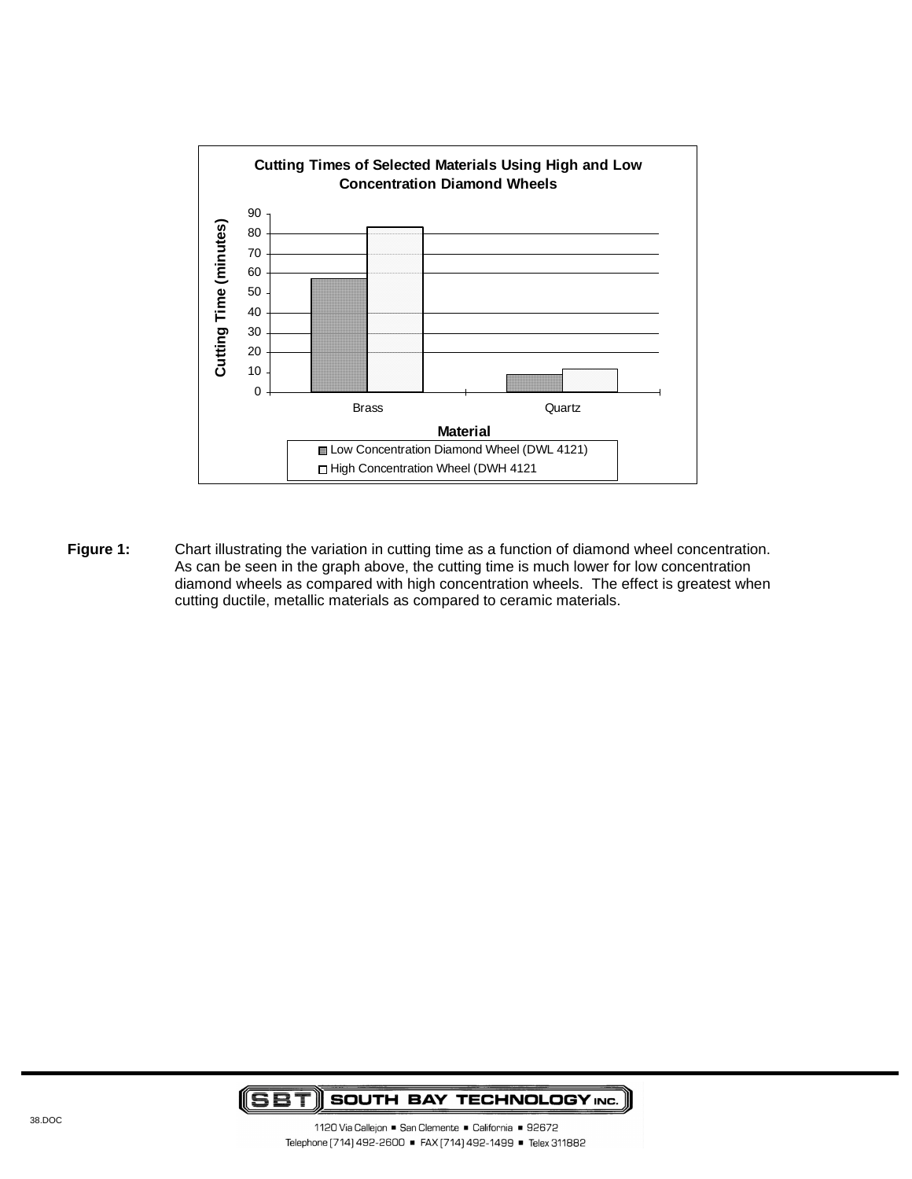Cutting Times of Selected Materials Using High and Low Concentration Diamond Wheels

Cutting Time (minutes)

90
80
70
60
50
40
30
20
10
0

Brass

Quartz

Material

Low Concentration Diamond Wheel (DWL 4121)

High Concentration Wheel (DWH 4121

**Figure 1:** Chart illustrating the variation in cutting time as a function of diamond wheel concentration. As can be seen in the graph above, the cutting time is much lower for low concentration diamond wheels as compared with high concentration wheels. The effect is greatest when cutting ductile, metallic materials as compared to ceramic materials.